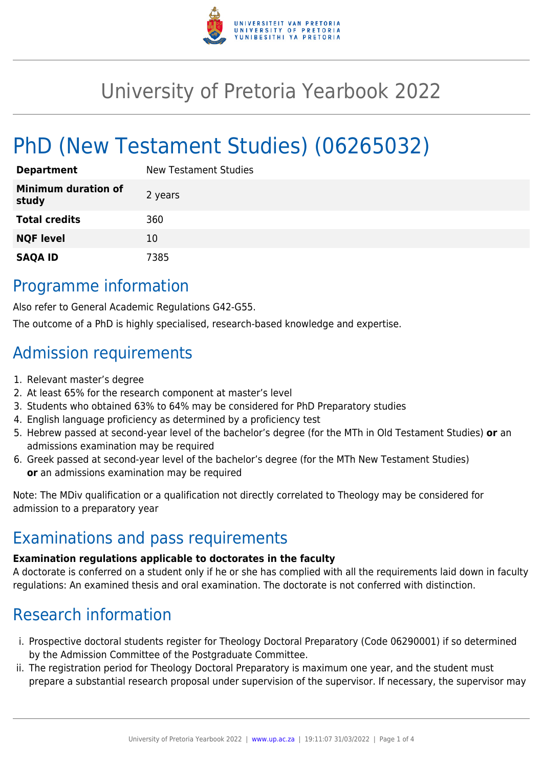# University of Pretoria Yearbook 2022

## PhD (New Testament Studies) (06265032)

| | |
|---|---|
| **Department** | New Testament Studies |
| **Minimum duration of study** | 2 years |
| **Total credits** | 360 |
| **NQF level** | 10 |
| **SAQA ID** | 7385 |

## Programme information

Also refer to General Academic Regulations G42-G55.

The outcome of a PhD is highly specialised, research-based knowledge and expertise.

## Admission requirements

1. Relevant master's degree
2. At least 65% for the research component at master's level
3. Students who obtained 63% to 64% may be considered for PhD Preparatory studies
4. English language proficiency as determined by a proficiency test
5. Hebrew passed at second-year level of the bachelor's degree (for the MTh in Old Testament Studies) **or** an admissions examination may be required
6. Greek passed at second-year level of the bachelor's degree (for the MTh New Testament Studies) **or** an admissions examination may be required

Note: The MDiv qualification or a qualification not directly correlated to Theology may be considered for admission to a preparatory year

## Examinations and pass requirements

**Examination regulations applicable to doctorates in the faculty**

A doctorate is conferred on a student only if he or she has complied with all the requirements laid down in faculty regulations: An examined thesis and oral examination. The doctorate is not conferred with distinction.

## Research information

i. Prospective doctoral students register for Theology Doctoral Preparatory (Code 06290001) if so determined by the Admission Committee of the Postgraduate Committee.
ii. The registration period for Theology Doctoral Preparatory is maximum one year, and the student must prepare a substantial research proposal under supervision of the supervisor. If necessary, the supervisor may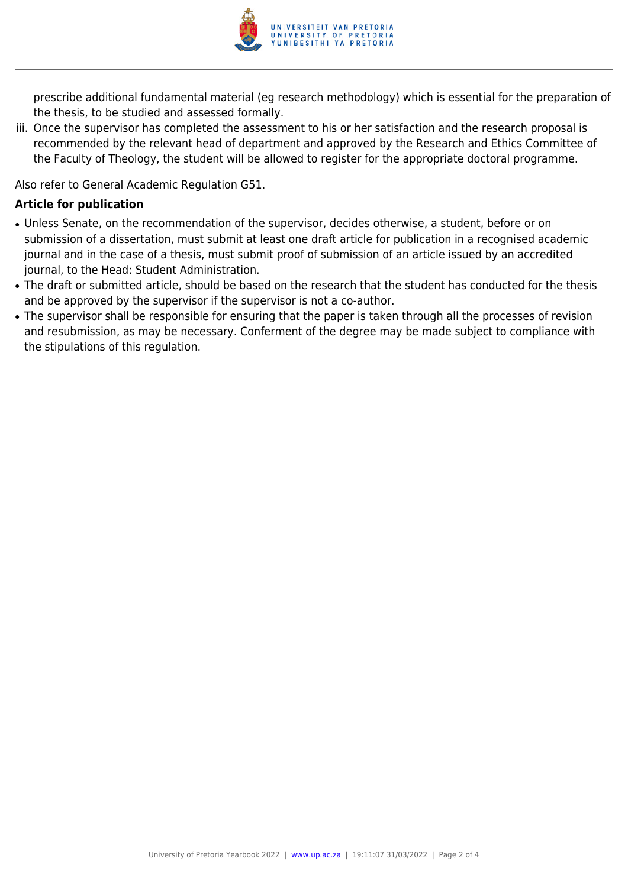prescribe additional fundamental material (eg research methodology) which is essential for the preparation of the thesis, to be studied and assessed formally.

iii. Once the supervisor has completed the assessment to his or her satisfaction and the research proposal is recommended by the relevant head of department and approved by the Research and Ethics Committee of the Faculty of Theology, the student will be allowed to register for the appropriate doctoral programme.

Also refer to General Academic Regulation G51.

**Article for publication**

- Unless Senate, on the recommendation of the supervisor, decides otherwise, a student, before or on submission of a dissertation, must submit at least one draft article for publication in a recognised academic journal and in the case of a thesis, must submit proof of submission of an article issued by an accredited journal, to the Head: Student Administration.
- The draft or submitted article, should be based on the research that the student has conducted for the thesis and be approved by the supervisor if the supervisor is not a co-author.
- The supervisor shall be responsible for ensuring that the paper is taken through all the processes of revision and resubmission, as may be necessary. Conferment of the degree may be made subject to compliance with the stipulations of this regulation.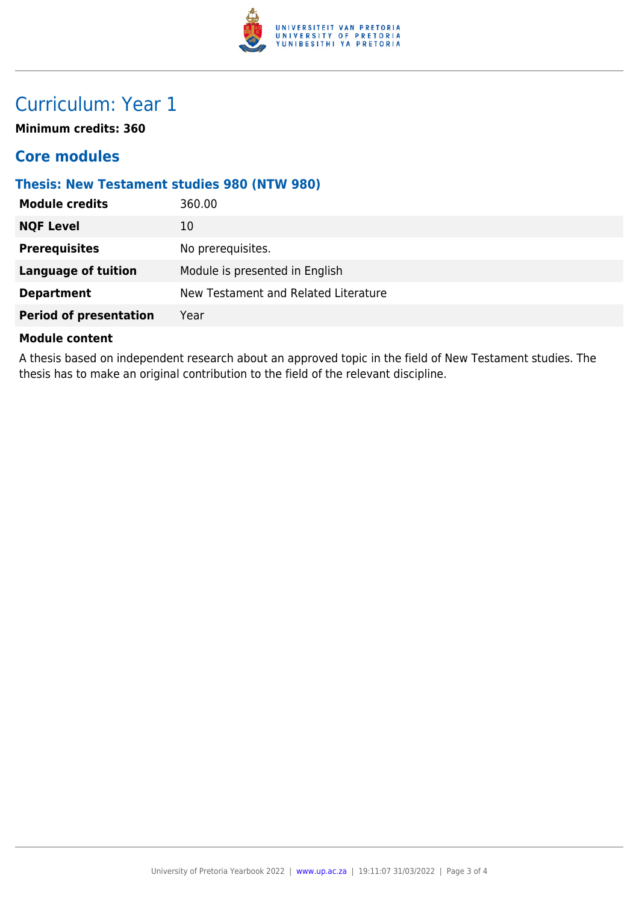# Curriculum: Year 1

**Minimum credits: 360**

## Core modules

### Thesis: New Testament studies 980 (NTW 980)

| | |
|---|---|
| **Module credits** | 360.00 |
| **NQF Level** | 10 |
| **Prerequisites** | No prerequisites. |
| **Language of tuition** | Module is presented in English |
| **Department** | New Testament and Related Literature |
| **Period of presentation** | Year |

**Module content**

A thesis based on independent research about an approved topic in the field of New Testament studies. The thesis has to make an original contribution to the field of the relevant discipline.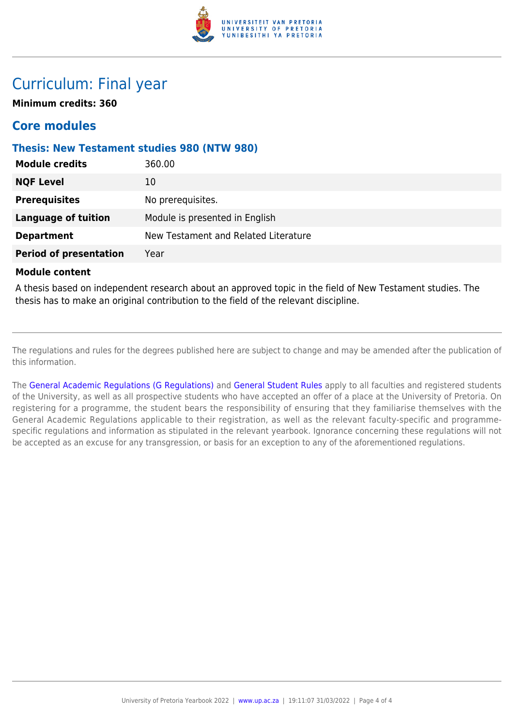# Curriculum: Final year

**Minimum credits: 360**

## Core modules

### Thesis: New Testament studies 980 (NTW 980)

| | |
|---|---|
| **Module credits** | 360.00 |
| **NQF Level** | 10 |
| **Prerequisites** | No prerequisites. |
| **Language of tuition** | Module is presented in English |
| **Department** | New Testament and Related Literature |
| **Period of presentation** | Year |

**Module content**

A thesis based on independent research about an approved topic in the field of New Testament studies. The thesis has to make an original contribution to the field of the relevant discipline.

The regulations and rules for the degrees published here are subject to change and may be amended after the publication of this information.

The General Academic Regulations (G Regulations) and General Student Rules apply to all faculties and registered students of the University, as well as all prospective students who have accepted an offer of a place at the University of Pretoria. On registering for a programme, the student bears the responsibility of ensuring that they familiarise themselves with the General Academic Regulations applicable to their registration, as well as the relevant faculty-specific and programme-specific regulations and information as stipulated in the relevant yearbook. Ignorance concerning these regulations will not be accepted as an excuse for any transgression, or basis for an exception to any of the aforementioned regulations.